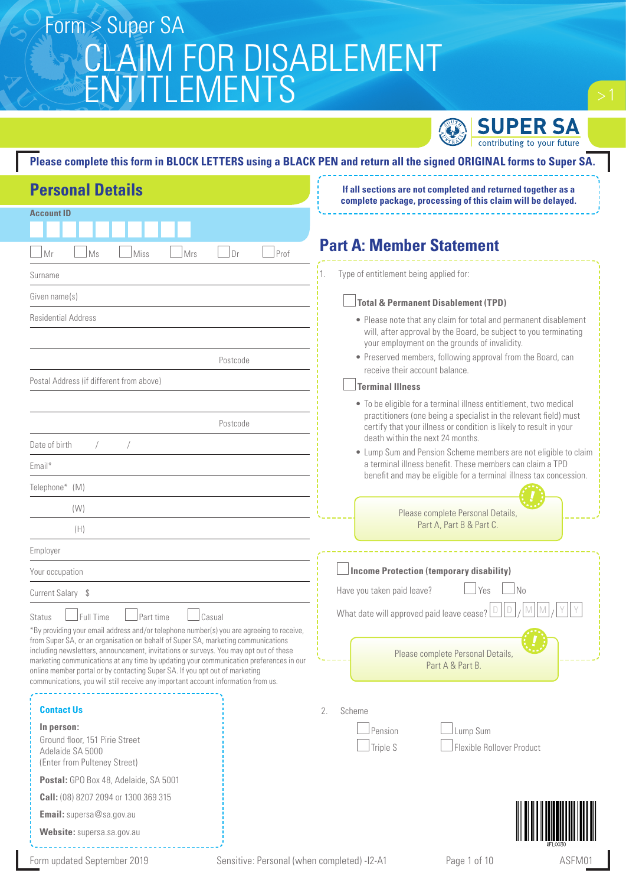Form > Super SA

# CLAIM FOR DISABLEMENT ENTITLEMENTS

SUPER SA
contributing to your future

**Please complete this form in BLOCK LETTERS using a BLACK PEN and return all the signed ORIGINAL forms to Super SA.**

## Personal Details

**Account ID**

☐ Mr ☐ Ms ☐ Miss ☐ Mrs ☐ Dr ☐ Prof

Surname

Given name(s)

Residential Address

Postcode

Postal Address (if different from above)

Postcode

Date of birth / /

Email*

Telephone* (M)

(W)

(H)

Employer

Your occupation

Current Salary $

Status ☐ Full Time ☐ Part time ☐ Casual

*By providing your email address and/or telephone number(s) you are agreeing to receive, from Super SA, or an organisation on behalf of Super SA, marketing communications including newsletters, announcement, invitations or surveys. You may opt out of these marketing communications at any time by updating your communication preferences in our online member portal or by contacting Super SA. If you opt out of marketing communications, you will still receive any important account information from us.

**Contact Us**

**In person:**
Ground floor, 151 Pirie Street
Adelaide SA 5000
(Enter from Pulteney Street)

**Postal:** GPO Box 48, Adelaide, SA 5001

**Call:** (08) 8207 2094 or 1300 369 315

**Email:** supersa@sa.gov.au

**Website:** supersa.sa.gov.au

**If all sections are not completed and returned together as a complete package, processing of this claim will be delayed.**

## Part A: Member Statement

1. Type of entitlement being applied for:

☐ **Total & Permanent Disablement (TPD)**

- Please note that any claim for total and permanent disablement will, after approval by the Board, be subject to you terminating your employment on the grounds of invalidity.
- Preserved members, following approval from the Board, can receive their account balance.

☐ **Terminal Illness**

- To be eligible for a terminal illness entitlement, two medical practitioners (one being a specialist in the relevant field) must certify that your illness or condition is likely to result in your death within the next 24 months.
- Lump Sum and Pension Scheme members are not eligible to claim a terminal illness benefit. These members can claim a TPD benefit and may be eligible for a terminal illness tax concession.

Please complete Personal Details, Part A, Part B & Part C.

☐ **Income Protection (temporary disability)**

Have you taken paid leave? ☐ Yes ☐ No

What date will approved paid leave cease? D D / M M / Y Y

Please complete Personal Details, Part A & Part B.

2. Scheme

☐ Pension ☐ Lump Sum
☐ Triple S ☐ Flexible Rollover Product

Form updated September 2019

Sensitive: Personal (when completed) -I2-A1

ASFM01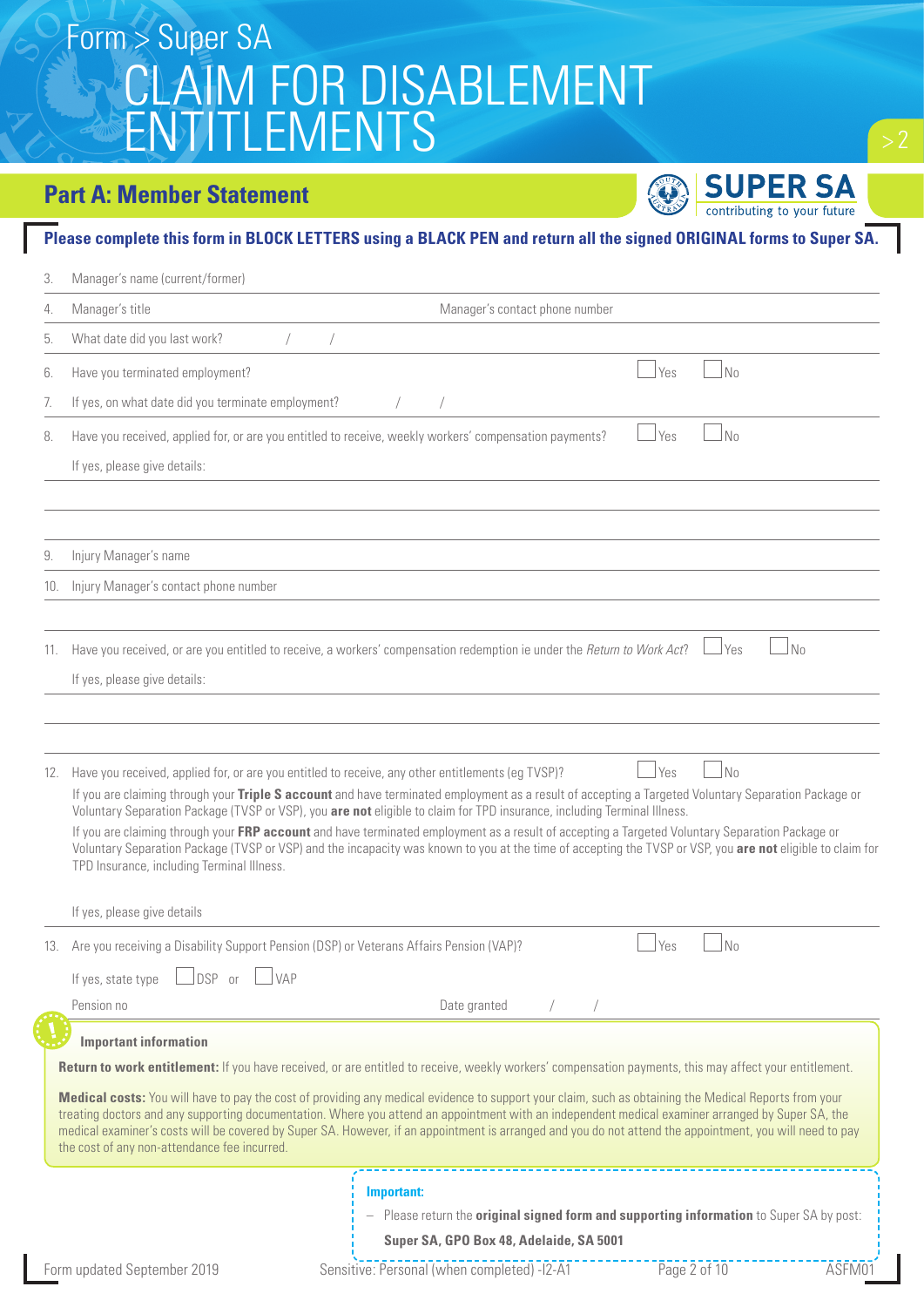# Form > Super SA
# CLAIM FOR DISABLEMENT ENTITLEMENTS

## Part A: Member Statement

**Please complete this form in BLOCK LETTERS using a BLACK PEN and return all the signed ORIGINAL forms to Super SA.**

3. Manager's name (current/former)

4. Manager's title Manager's contact phone number

5. What date did you last work? / /

6. Have you terminated employment? ☐ Yes ☐ No

7. If yes, on what date did you terminate employment? / /

8. Have you received, applied for, or are you entitled to receive, weekly workers' compensation payments? ☐ Yes ☐ No

   If yes, please give details:

9. Injury Manager's name

10. Injury Manager's contact phone number

11. Have you received, or are you entitled to receive, a workers' compensation redemption ie under the *Return to Work Act*? ☐ Yes ☐ No

    If yes, please give details:

12. Have you received, applied for, or are you entitled to receive, any other entitlements (eg TVSP)? ☐ Yes ☐ No

    If you are claiming through your **Triple S account** and have terminated employment as a result of accepting a Targeted Voluntary Separation Package or Voluntary Separation Package (TVSP or VSP), you **are not** eligible to claim for TPD insurance, including Terminal Illness.

    If you are claiming through your **FRP account** and have terminated employment as a result of accepting a Targeted Voluntary Separation Package or Voluntary Separation Package (TVSP or VSP) and the incapacity was known to you at the time of accepting the TVSP or VSP, you **are not** eligible to claim for TPD Insurance, including Terminal Illness.

    If yes, please give details

13. Are you receiving a Disability Support Pension (DSP) or Veterans Affairs Pension (VAP)? ☐ Yes ☐ No

    If yes, state type ☐ DSP or ☐ VAP

    Pension no Date granted / /

**Important information**

**Return to work entitlement:** If you have received, or are entitled to receive, weekly workers' compensation payments, this may affect your entitlement.

**Medical costs:** You will have to pay the cost of providing any medical evidence to support your claim, such as obtaining the Medical Reports from your treating doctors and any supporting documentation. Where you attend an appointment with an independent medical examiner arranged by Super SA, the medical examiner's costs will be covered by Super SA. However, if an appointment is arranged and you do not attend the appointment, you will need to pay the cost of any non-attendance fee incurred.

**Important:**

- Please return the **original signed form and supporting information** to Super SA by post:

  **Super SA, GPO Box 48, Adelaide, SA 5001**

Form updated September 2019 Sensitive: Personal (when completed) -I2-A1 ASFM01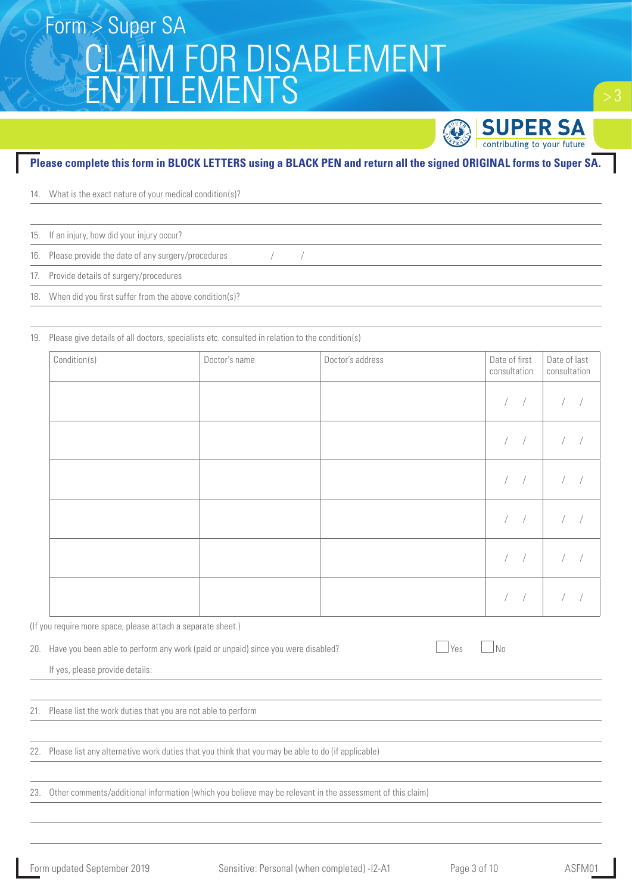# Form > Super SA
# CLAIM FOR DISABLEMENT ENTITLEMENTS

SUPER SA
contributing to your future

**Please complete this form in BLOCK LETTERS using a BLACK PEN and return all the signed ORIGINAL forms to Super SA.**

14. What is the exact nature of your medical condition(s)?

15. If an injury, how did your injury occur?

16. Please provide the date of any surgery/procedures  /  /

17. Provide details of surgery/procedures

18. When did you first suffer from the above condition(s)?

19. Please give details of all doctors, specialists etc. consulted in relation to the condition(s)

| Condition(s) | Doctor's name | Doctor's address | Date of first consultation | Date of last consultation |
|---|---|---|---|---|
| | | | / / | / / |
| | | | / / | / / |
| | | | / / | / / |
| | | | / / | / / |
| | | | / / | / / |
| | | | / / | / / |

(If you require more space, please attach a separate sheet.)

20. Have you been able to perform any work (paid or unpaid) since you were disabled? ☐ Yes ☐ No

If yes, please provide details:

21. Please list the work duties that you are not able to perform

22. Please list any alternative work duties that you think that you may be able to do (if applicable)

23. Other comments/additional information (which you believe may be relevant in the assessment of this claim)

Form updated September 2019 Sensitive: Personal (when completed) -I2-A1 ASFM01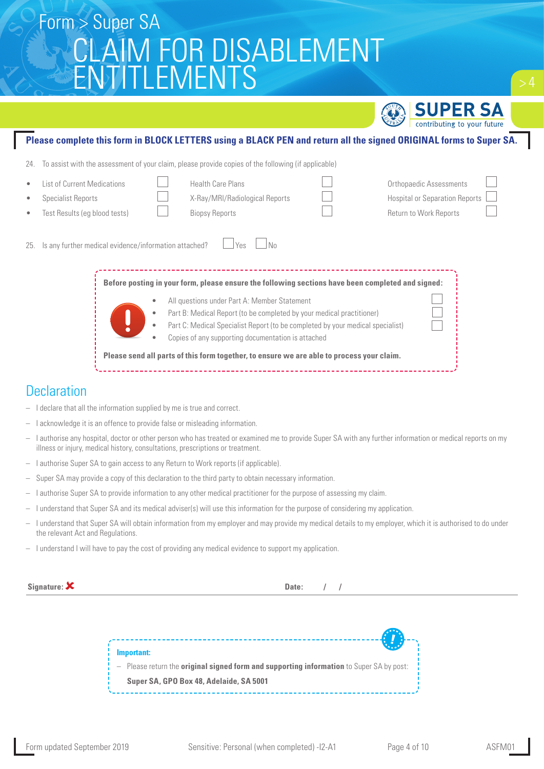# Form > Super SA
# CLAIM FOR DISABLEMENT ENTITLEMENTS

**Please complete this form in BLOCK LETTERS using a BLACK PEN and return all the signed ORIGINAL forms to Super SA.**

24. To assist with the assessment of your claim, please provide copies of the following (if applicable)

| | | |
|---|---|---|
| List of Current Medications ☐ | Health Care Plans ☐ | Orthopaedic Assessments ☐ |
| Specialist Reports ☐ | X-Ray/MRI/Radiological Reports ☐ | Hospital or Separation Reports ☐ |
| Test Results (eg blood tests) ☐ | Biopsy Reports ☐ | Return to Work Reports ☐ |

25. Is any further medical evidence/information attached? ☐ Yes ☐ No

**Before posting in your form, please ensure the following sections have been completed and signed:**

- All questions under Part A: Member Statement ☐
- Part B: Medical Report (to be completed by your medical practitioner) ☐
- Part C: Medical Specialist Report (to be completed by your medical specialist) ☐
- Copies of any supporting documentation is attached

**Please send all parts of this form together, to ensure we are able to process your claim.**

## Declaration

- I declare that all the information supplied by me is true and correct.
- I acknowledge it is an offence to provide false or misleading information.
- I authorise any hospital, doctor or other person who has treated or examined me to provide Super SA with any further information or medical reports on my illness or injury, medical history, consultations, prescriptions or treatment.
- I authorise Super SA to gain access to any Return to Work reports (if applicable).
- Super SA may provide a copy of this declaration to the third party to obtain necessary information.
- I authorise Super SA to provide information to any other medical practitioner for the purpose of assessing my claim.
- I understand that Super SA and its medical adviser(s) will use this information for the purpose of considering my application.
- I understand that Super SA will obtain information from my employer and may provide my medical details to my employer, which it is authorised to do under the relevant Act and Regulations.
- I understand I will have to pay the cost of providing any medical evidence to support my application.

**Signature:** ✗ **Date:** / /

**Important:**

- Please return the **original signed form and supporting information** to Super SA by post:

**Super SA, GPO Box 48, Adelaide, SA 5001**

Form updated September 2019 | Sensitive: Personal (when completed) -I2-A1 | ASFM01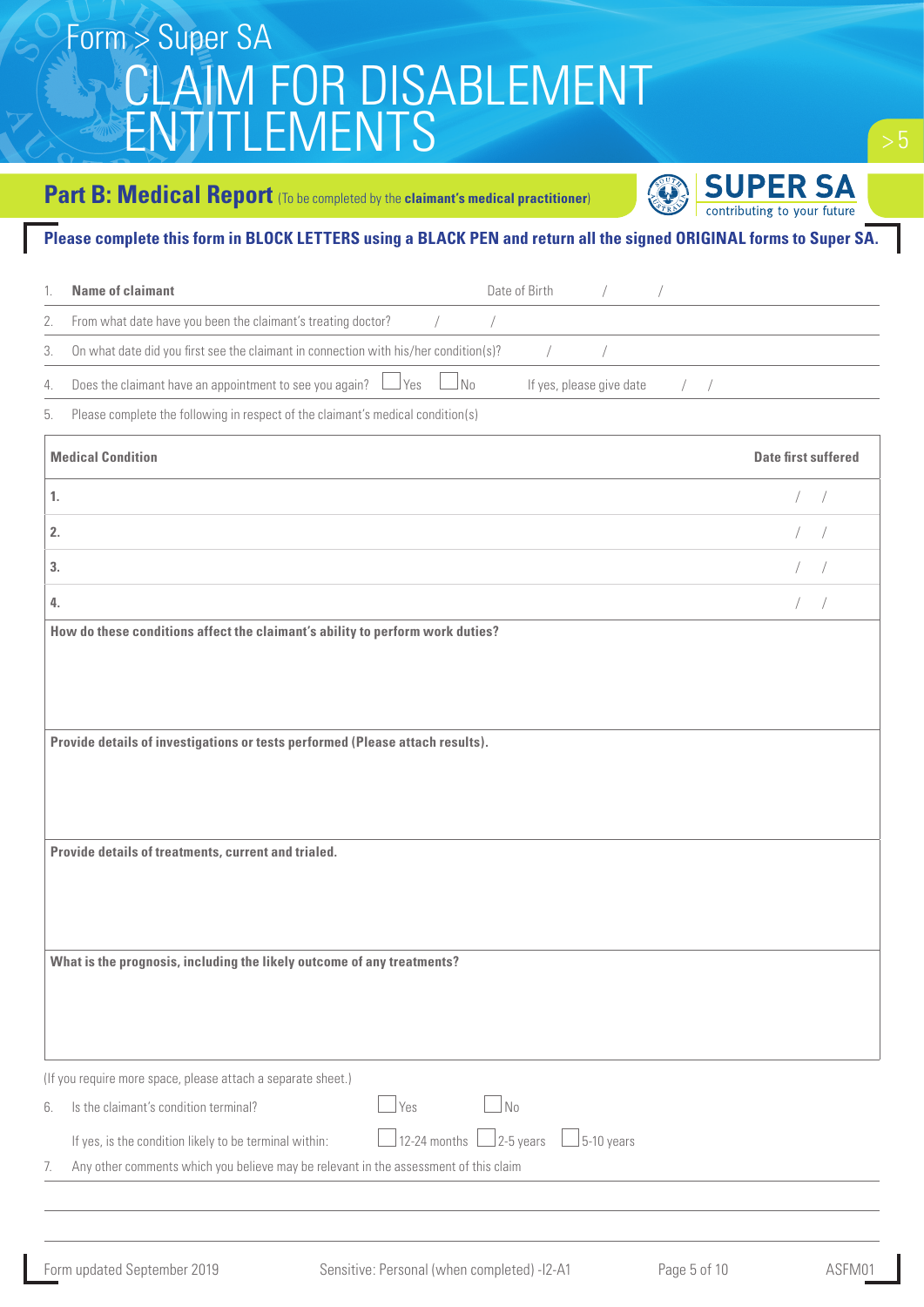Form > Super SA

# CLAIM FOR DISABLEMENT ENTITLEMENTS

## Part B: Medical Report (To be completed by the **claimant's medical practitioner**)

SUPER SA
contributing to your future

**Please complete this form in BLOCK LETTERS using a BLACK PEN and return all the signed ORIGINAL forms to Super SA.**

1. **Name of claimant** Date of Birth / /
2. From what date have you been the claimant's treating doctor? / /
3. On what date did you first see the claimant in connection with his/her condition(s)? / /
4. Does the claimant have an appointment to see you again? ☐ Yes ☐ No If yes, please give date / /
5. Please complete the following in respect of the claimant's medical condition(s)

| **Medical Condition** | **Date first suffered** |
|---|---|
| **1.** | / / |
| **2.** | / / |
| **3.** | / / |
| **4.** | / / |

**How do these conditions affect the claimant's ability to perform work duties?**

**Provide details of investigations or tests performed (Please attach results).**

**Provide details of treatments, current and trialed.**

**What is the prognosis, including the likely outcome of any treatments?**

(If you require more space, please attach a separate sheet.)

6. Is the claimant's condition terminal? ☐ Yes ☐ No

   If yes, is the condition likely to be terminal within: ☐ 12-24 months ☐ 2-5 years ☐ 5-10 years

7. Any other comments which you believe may be relevant in the assessment of this claim

Form updated September 2019 Sensitive: Personal (when completed) -I2-A1 ASFM01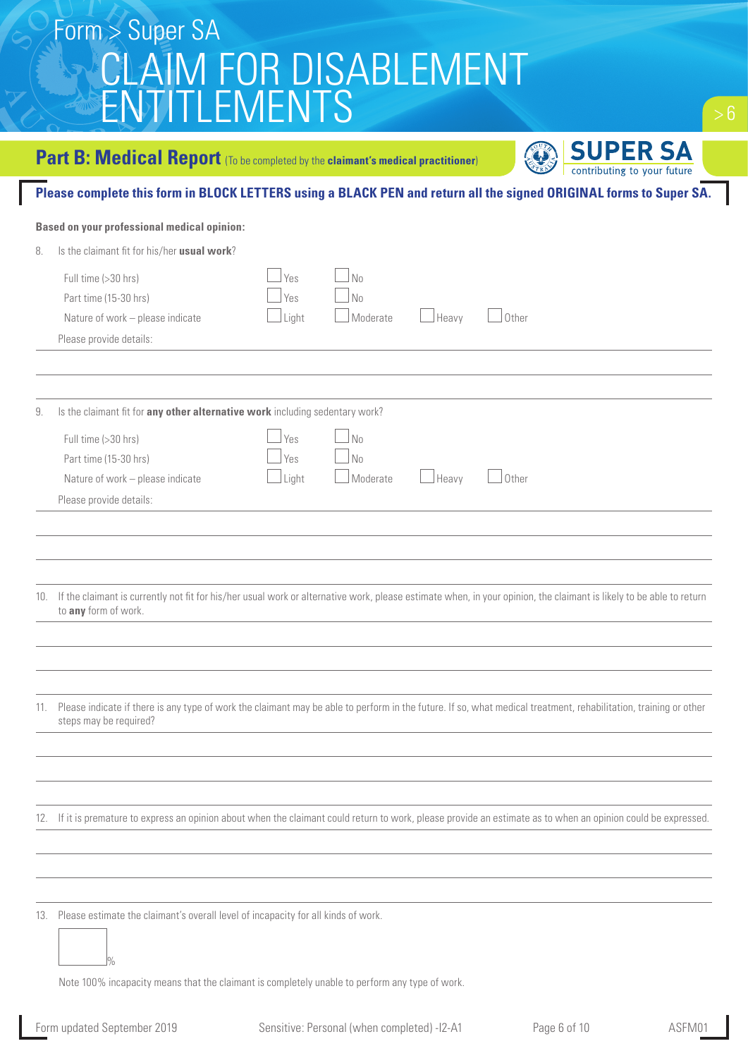Form > Super SA

# CLAIM FOR DISABLEMENT ENTITLEMENTS

## Part B: Medical Report (To be completed by the **claimant's medical practitioner**)

**SUPER SA** contributing to your future

**Please complete this form in BLOCK LETTERS using a BLACK PEN and return all the signed ORIGINAL forms to Super SA.**

**Based on your professional medical opinion:**

8. Is the claimant fit for his/her **usual work**?

| | | | | |
|---|---|---|---|---|
| Full time (>30 hrs) | ☐ Yes | ☐ No | | |
| Part time (15-30 hrs) | ☐ Yes | ☐ No | | |
| Nature of work – please indicate | ☐ Light | ☐ Moderate | ☐ Heavy | ☐ Other |

Please provide details:

9. Is the claimant fit for **any other alternative work** including sedentary work?

| | | | | |
|---|---|---|---|---|
| Full time (>30 hrs) | ☐ Yes | ☐ No | | |
| Part time (15-30 hrs) | ☐ Yes | ☐ No | | |
| Nature of work – please indicate | ☐ Light | ☐ Moderate | ☐ Heavy | ☐ Other |

Please provide details:

10. If the claimant is currently not fit for his/her usual work or alternative work, please estimate when, in your opinion, the claimant is likely to be able to return to **any** form of work.

11. Please indicate if there is any type of work the claimant may be able to perform in the future. If so, what medical treatment, rehabilitation, training or other steps may be required?

12. If it is premature to express an opinion about when the claimant could return to work, please provide an estimate as to when an opinion could be expressed.

13. Please estimate the claimant's overall level of incapacity for all kinds of work.

☐ %

Note 100% incapacity means that the claimant is completely unable to perform any type of work.

Form updated September 2019 | Sensitive: Personal (when completed) -I2-A1 | ASFM01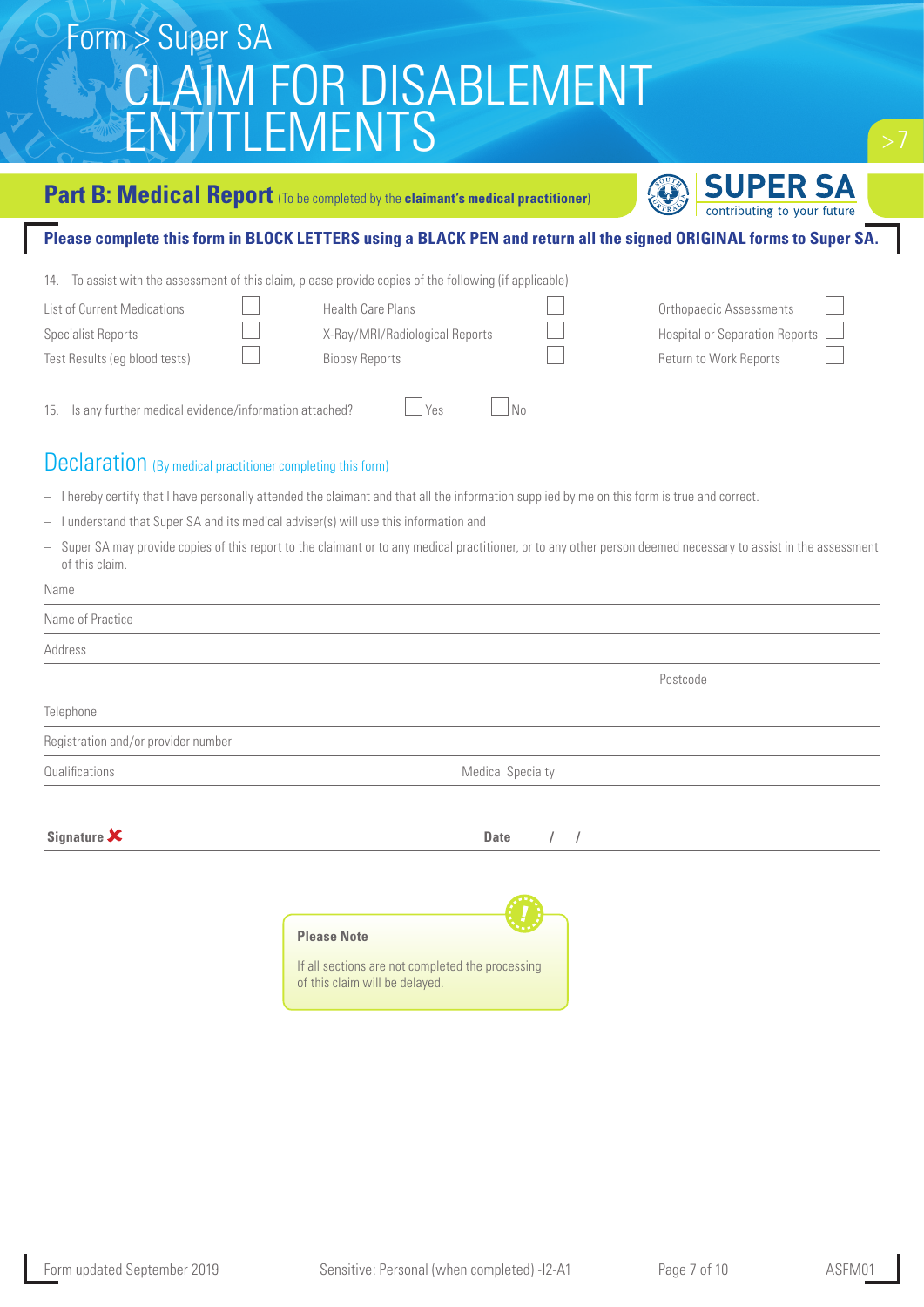# Form > Super SA
# CLAIM FOR DISABLEMENT ENTITLEMENTS

## Part B: Medical Report (To be completed by the **claimant's medical practitioner**)

SUPER SA
contributing to your future

**Please complete this form in BLOCK LETTERS using a BLACK PEN and return all the signed ORIGINAL forms to Super SA.**

14. To assist with the assessment of this claim, please provide copies of the following (if applicable)

| | | | | | |
|---|---|---|---|---|---|
| List of Current Medications | ☐ | Health Care Plans | ☐ | Orthopaedic Assessments | ☐ |
| Specialist Reports | ☐ | X-Ray/MRI/Radiological Reports | ☐ | Hospital or Separation Reports | ☐ |
| Test Results (eg blood tests) | ☐ | Biopsy Reports | ☐ | Return to Work Reports | ☐ |

15. Is any further medical evidence/information attached? ☐ Yes ☐ No

## Declaration (By medical practitioner completing this form)

- I hereby certify that I have personally attended the claimant and that all the information supplied by me on this form is true and correct.
- I understand that Super SA and its medical adviser(s) will use this information and
- Super SA may provide copies of this report to the claimant or to any medical practitioner, or to any other person deemed necessary to assist in the assessment of this claim.

Name

Name of Practice

Address

Postcode

Telephone

Registration and/or provider number

Qualifications | Medical Specialty

**Signature** ✘ **Date** / /

**Please Note**

If all sections are not completed the processing of this claim will be delayed.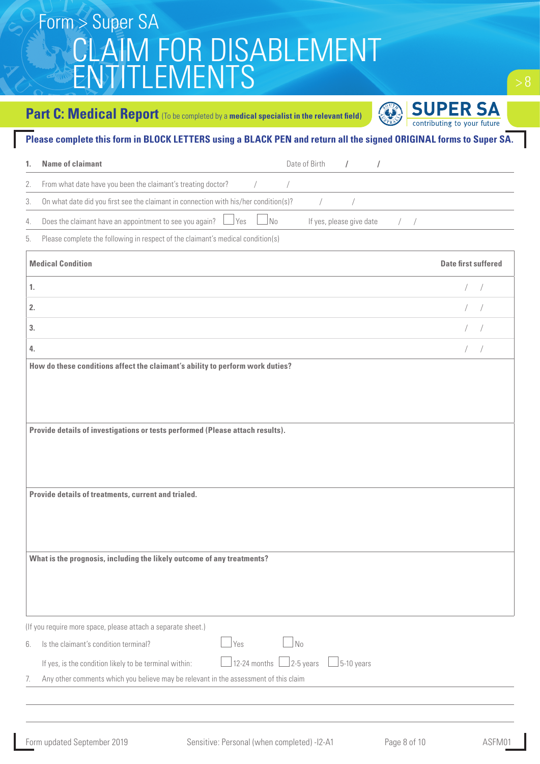Form > Super SA

# CLAIM FOR DISABLEMENT ENTITLEMENTS

## Part C: Medical Report (To be completed by a **medical specialist in the relevant field**)

SUPER SA
contributing to your future

**Please complete this form in BLOCK LETTERS using a BLACK PEN and return all the signed ORIGINAL forms to Super SA.**

1. **Name of claimant** Date of Birth / /
2. From what date have you been the claimant's treating doctor? / /
3. On what date did you first see the claimant in connection with his/her condition(s)? / /
4. Does the claimant have an appointment to see you again? ☐ Yes ☐ No If yes, please give date / /
5. Please complete the following in respect of the claimant's medical condition(s)

| Medical Condition | Date first suffered |
|---|---|
| 1. | / / |
| 2. | / / |
| 3. | / / |
| 4. | / / |

**How do these conditions affect the claimant's ability to perform work duties?**

**Provide details of investigations or tests performed (Please attach results).**

**Provide details of treatments, current and trialed.**

**What is the prognosis, including the likely outcome of any treatments?**

(If you require more space, please attach a separate sheet.)

6. Is the claimant's condition terminal? ☐ Yes ☐ No

   If yes, is the condition likely to be terminal within: ☐ 12-24 months ☐ 2-5 years ☐ 5-10 years

7. Any other comments which you believe may be relevant in the assessment of this claim

Form updated September 2019 Sensitive: Personal (when completed) -I2-A1 ASFM01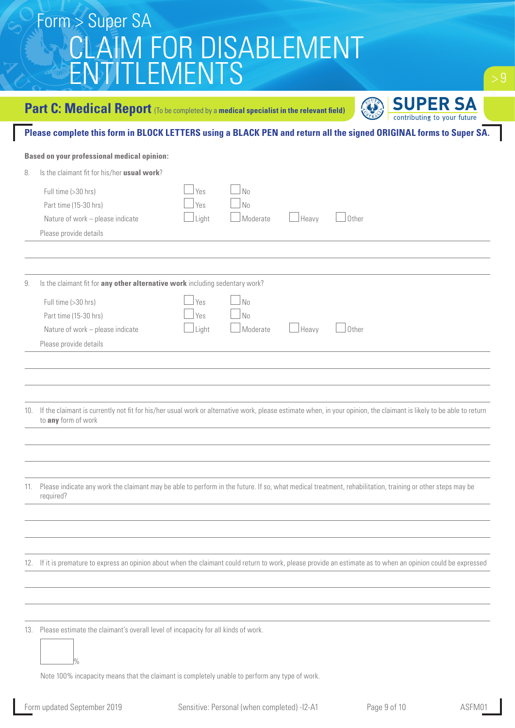# Form > Super SA

# CLAIM FOR DISABLEMENT ENTITLEMENTS

## Part C: Medical Report (To be completed by a **medical specialist in the relevant field**)

SUPER SA
contributing to your future

**Please complete this form in BLOCK LETTERS using a BLACK PEN and return all the signed ORIGINAL forms to Super SA.**

**Based on your professional medical opinion:**

8. Is the claimant fit for his/her **usual work**?

| | | | | |
|---|---|---|---|---|
| Full time (>30 hrs) | ☐ Yes | ☐ No | | |
| Part time (15-30 hrs) | ☐ Yes | ☐ No | | |
| Nature of work – please indicate | ☐ Light | ☐ Moderate | ☐ Heavy | ☐ Other |

Please provide details

_______________________________________________

_______________________________________________

_______________________________________________

9. Is the claimant fit for **any other alternative work** including sedentary work?

| | | | | |
|---|---|---|---|---|
| Full time (>30 hrs) | ☐ Yes | ☐ No | | |
| Part time (15-30 hrs) | ☐ Yes | ☐ No | | |
| Nature of work – please indicate | ☐ Light | ☐ Moderate | ☐ Heavy | ☐ Other |

Please provide details

_______________________________________________

_______________________________________________

_______________________________________________

10. If the claimant is currently not fit for his/her usual work or alternative work, please estimate when, in your opinion, the claimant is likely to be able to return to **any** form of work

_______________________________________________

_______________________________________________

_______________________________________________

11. Please indicate any work the claimant may be able to perform in the future. If so, what medical treatment, rehabilitation, training or other steps may be required?

_______________________________________________

_______________________________________________

_______________________________________________

12. If it is premature to express an opinion about when the claimant could return to work, please provide an estimate as to when an opinion could be expressed

_______________________________________________

_______________________________________________

_______________________________________________

13. Please estimate the claimant's overall level of incapacity for all kinds of work.

☐ %

Note 100% incapacity means that the claimant is completely unable to perform any type of work.

Form updated September 2019 | Sensitive: Personal (when completed) -I2-A1 | ASFM01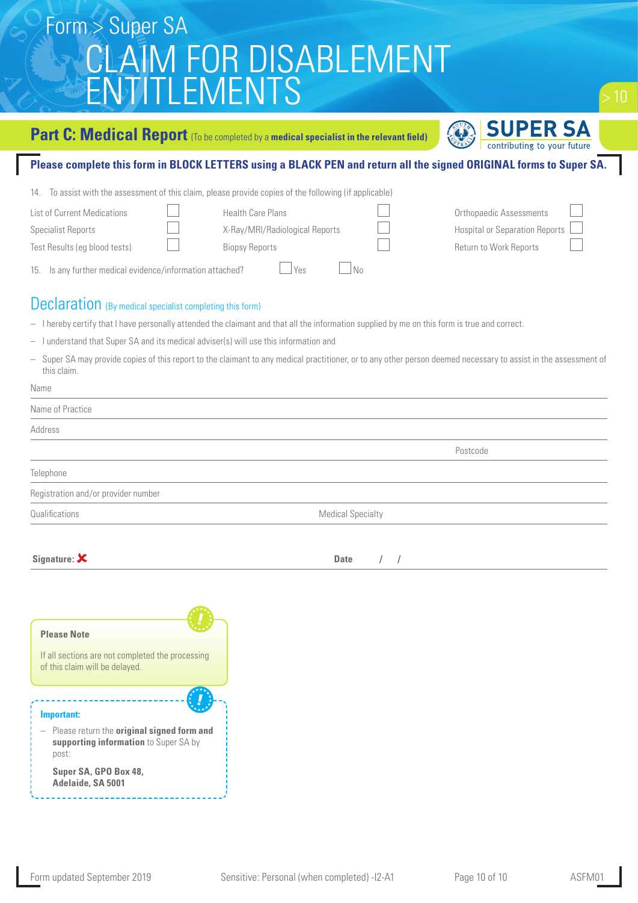Form > Super SA

# CLAIM FOR DISABLEMENT ENTITLEMENTS

## Part C: Medical Report (To be completed by a **medical specialist in the relevant field**)

SUPER SA contributing to your future

**Please complete this form in BLOCK LETTERS using a BLACK PEN and return all the signed ORIGINAL forms to Super SA.**

14. To assist with the assessment of this claim, please provide copies of the following (if applicable)

| | | | | | |
|---|---|---|---|---|---|
| List of Current Medications | ☐ | Health Care Plans | ☐ | Orthopaedic Assessments | ☐ |
| Specialist Reports | ☐ | X-Ray/MRI/Radiological Reports | ☐ | Hospital or Separation Reports | ☐ |
| Test Results (eg blood tests) | ☐ | Biopsy Reports | ☐ | Return to Work Reports | ☐ |

15. Is any further medical evidence/information attached? ☐ Yes ☐ No

## Declaration (By medical specialist completing this form)

- I hereby certify that I have personally attended the claimant and that all the information supplied by me on this form is true and correct.
- I understand that Super SA and its medical adviser(s) will use this information and
- Super SA may provide copies of this report to the claimant to any medical practitioner, or to any other person deemed necessary to assist in the assessment of this claim.

Name

Name of Practice

Address

Postcode

Telephone

Registration and/or provider number

Qualifications

Medical Specialty

**Signature:** ✗

**Date** / /

**Please Note**

If all sections are not completed the processing of this claim will be delayed.

**Important:**

- Please return the **original signed form and supporting information** to Super SA by post:

  **Super SA, GPO Box 48, Adelaide, SA 5001**

Form updated September 2019

Sensitive: Personal (when completed) -I2-A1

ASFM01